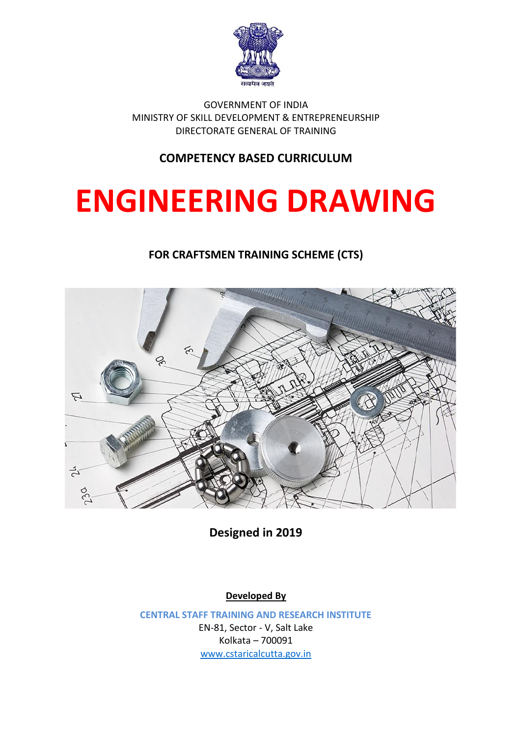सत्यमेव जयते

GOVERNMENT OF INDIA
MINISTRY OF SKILL DEVELOPMENT & ENTREPRENEURSHIP
DIRECTORATE GENERAL OF TRAINING

**COMPETENCY BASED CURRICULUM**

# ENGINEERING DRAWING

**FOR CRAFTSMEN TRAINING SCHEME (CTS)**

**Designed in 2019**

**Developed By**

**CENTRAL STAFF TRAINING AND RESEARCH INSTITUTE**
EN-81, Sector - V, Salt Lake
Kolkata – 700091
www.cstaricalcutta.gov.in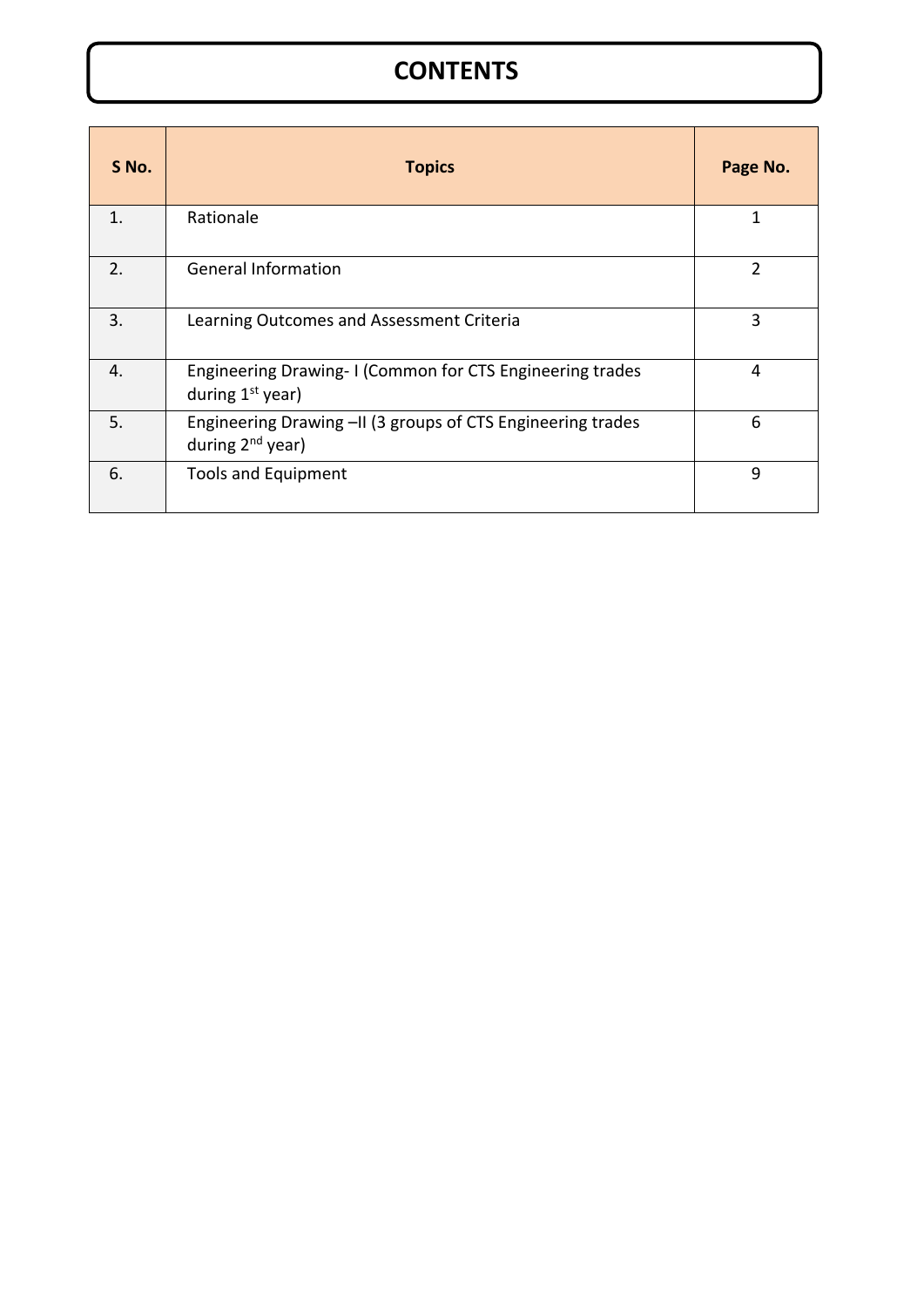# CONTENTS

| S No. | Topics | Page No. |
|---|---|---|
| 1. | Rationale | 1 |
| 2. | General Information | 2 |
| 3. | Learning Outcomes and Assessment Criteria | 3 |
| 4. | Engineering Drawing- I (Common for CTS Engineering trades during 1st year) | 4 |
| 5. | Engineering Drawing –II (3 groups of CTS Engineering trades during 2nd year) | 6 |
| 6. | Tools and Equipment | 9 |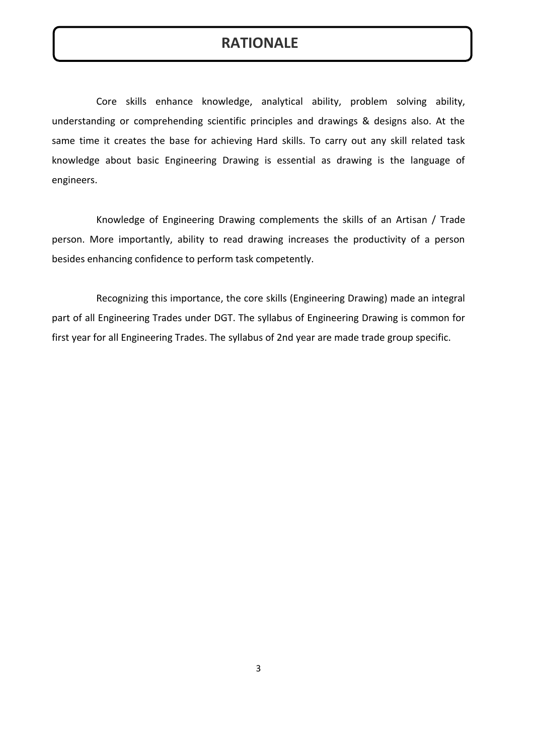# RATIONALE

Core skills enhance knowledge, analytical ability, problem solving ability, understanding or comprehending scientific principles and drawings & designs also. At the same time it creates the base for achieving Hard skills. To carry out any skill related task knowledge about basic Engineering Drawing is essential as drawing is the language of engineers.

Knowledge of Engineering Drawing complements the skills of an Artisan / Trade person. More importantly, ability to read drawing increases the productivity of a person besides enhancing confidence to perform task competently.

Recognizing this importance, the core skills (Engineering Drawing) made an integral part of all Engineering Trades under DGT. The syllabus of Engineering Drawing is common for first year for all Engineering Trades. The syllabus of 2nd year are made trade group specific.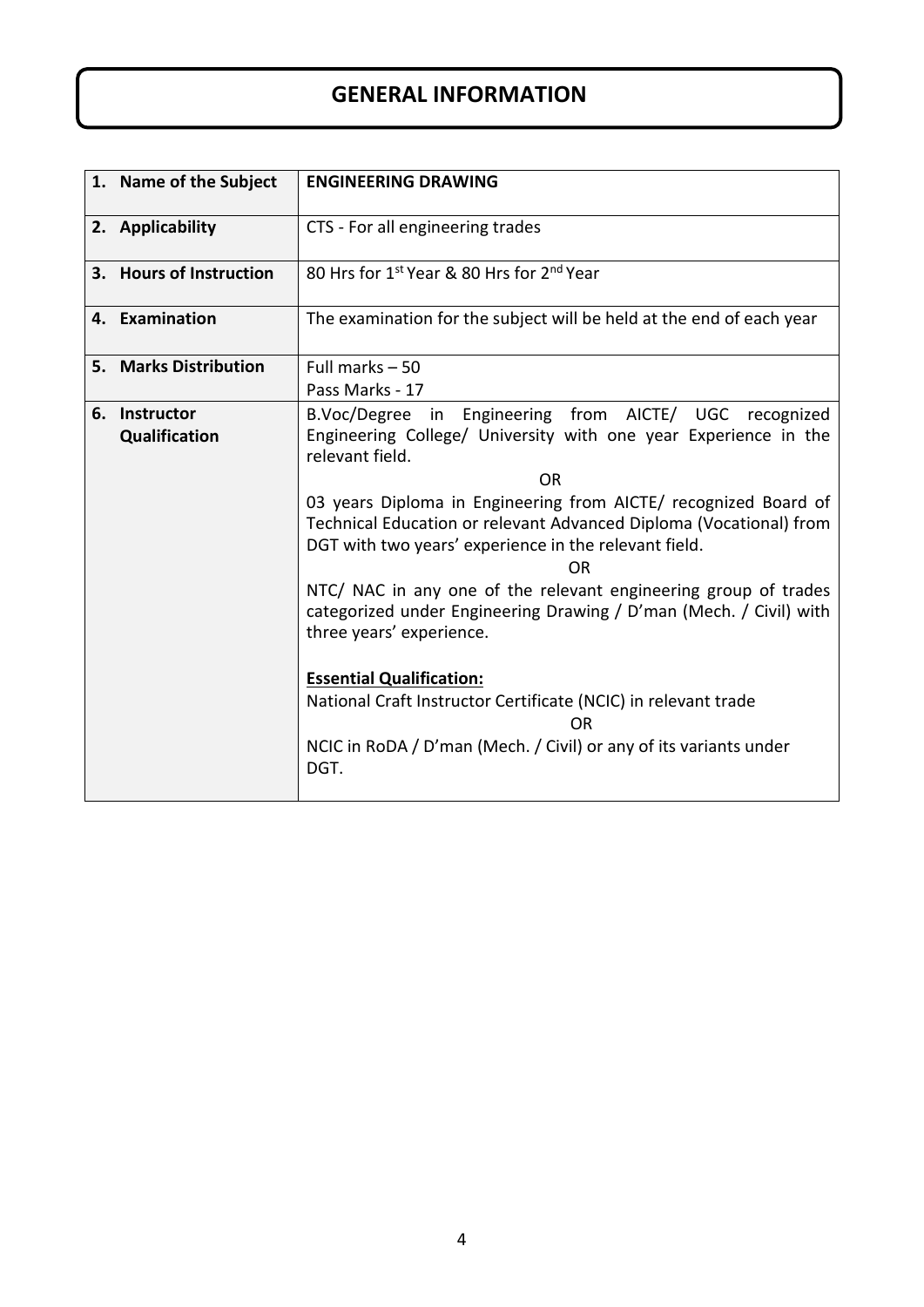# GENERAL INFORMATION

| | |
|---|---|
| **1. Name of the Subject** | **ENGINEERING DRAWING** |
| **2. Applicability** | CTS - For all engineering trades |
| **3. Hours of Instruction** | 80 Hrs for 1st Year & 80 Hrs for 2nd Year |
| **4. Examination** | The examination for the subject will be held at the end of each year |
| **5. Marks Distribution** | Full marks – 50<br>Pass Marks - 17 |
| **6. Instructor Qualification** | B.Voc/Degree in Engineering from AICTE/ UGC recognized Engineering College/ University with one year Experience in the relevant field.<br>OR<br>03 years Diploma in Engineering from AICTE/ recognized Board of Technical Education or relevant Advanced Diploma (Vocational) from DGT with two years' experience in the relevant field.<br>OR<br>NTC/ NAC in any one of the relevant engineering group of trades categorized under Engineering Drawing / D'man (Mech. / Civil) with three years' experience.<br><br>**Essential Qualification:**<br>National Craft Instructor Certificate (NCIC) in relevant trade<br>OR<br>NCIC in RoDA / D'man (Mech. / Civil) or any of its variants under DGT. |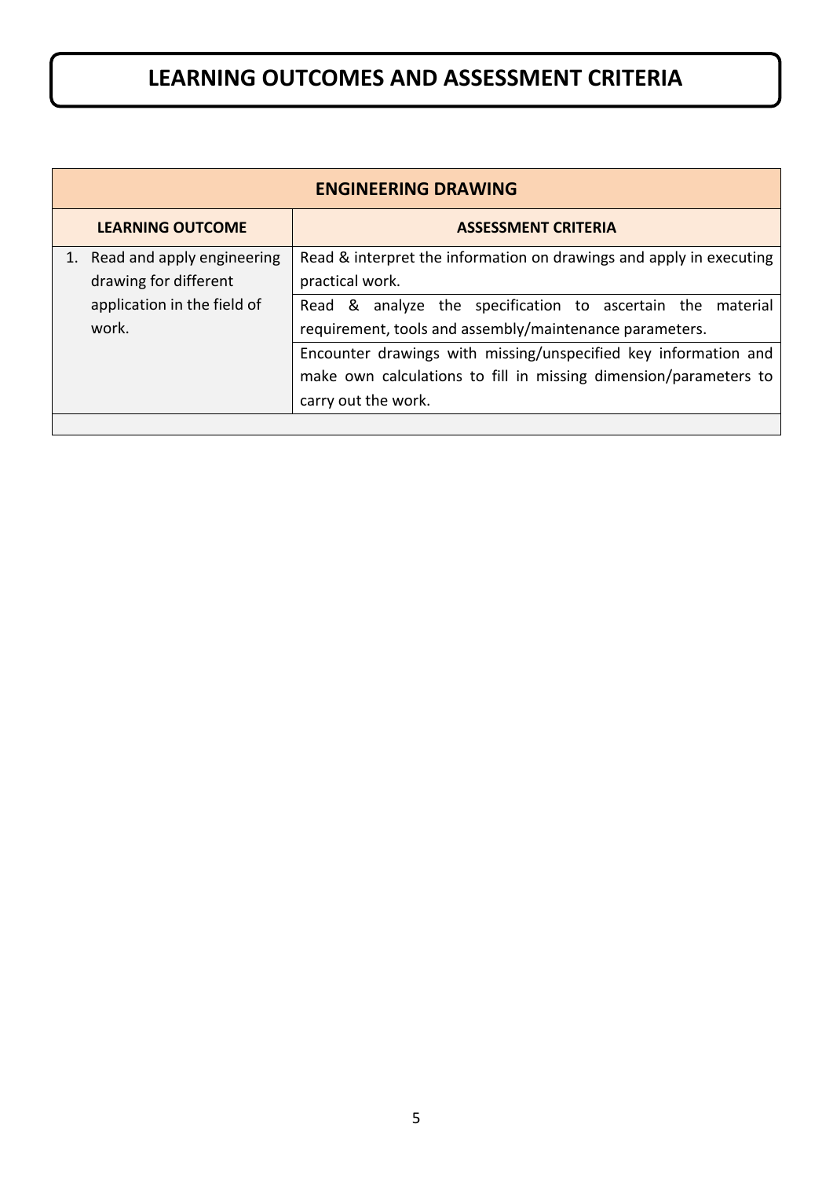# LEARNING OUTCOMES AND ASSESSMENT CRITERIA

| ENGINEERING DRAWING | |
|---|---|
| **LEARNING OUTCOME** | **ASSESSMENT CRITERIA** |
| 1. Read and apply engineering drawing for different application in the field of work. | Read & interpret the information on drawings and apply in executing practical work. |
| | Read & analyze the specification to ascertain the material requirement, tools and assembly/maintenance parameters. |
| | Encounter drawings with missing/unspecified key information and make own calculations to fill in missing dimension/parameters to carry out the work. |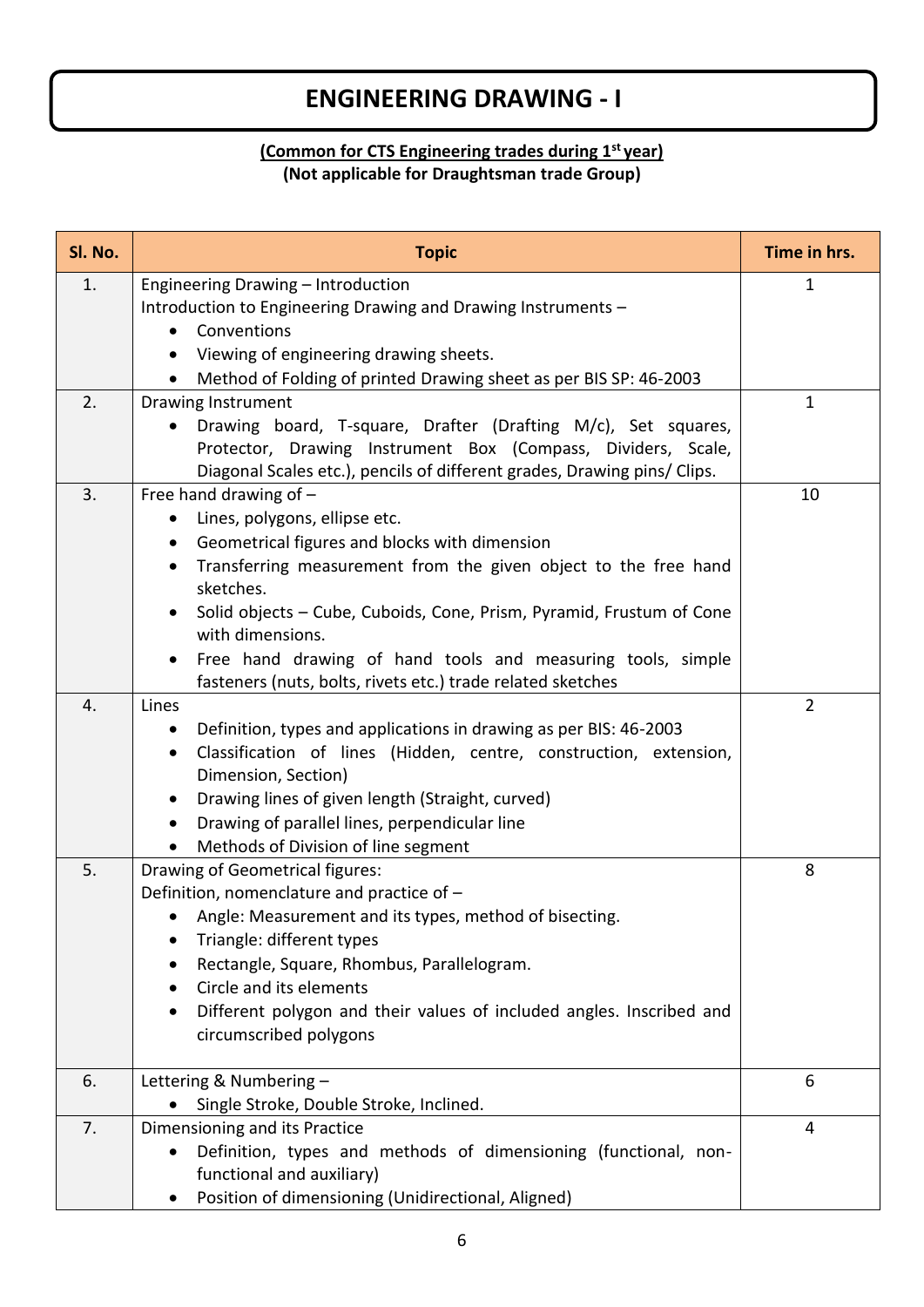# ENGINEERING DRAWING - I

**(Common for CTS Engineering trades during 1st year)**
**(Not applicable for Draughtsman trade Group)**

| Sl. No. | Topic | Time in hrs. |
|---|---|---|
| 1. | Engineering Drawing – Introduction<br>Introduction to Engineering Drawing and Drawing Instruments –<br>• Conventions<br>• Viewing of engineering drawing sheets.<br>• Method of Folding of printed Drawing sheet as per BIS SP: 46-2003 | 1 |
| 2. | Drawing Instrument<br>• Drawing board, T-square, Drafter (Drafting M/c), Set squares, Protector, Drawing Instrument Box (Compass, Dividers, Scale, Diagonal Scales etc.), pencils of different grades, Drawing pins/ Clips. | 1 |
| 3. | Free hand drawing of –<br>• Lines, polygons, ellipse etc.<br>• Geometrical figures and blocks with dimension<br>• Transferring measurement from the given object to the free hand sketches.<br>• Solid objects – Cube, Cuboids, Cone, Prism, Pyramid, Frustum of Cone with dimensions.<br>• Free hand drawing of hand tools and measuring tools, simple fasteners (nuts, bolts, rivets etc.) trade related sketches | 10 |
| 4. | Lines<br>• Definition, types and applications in drawing as per BIS: 46-2003<br>• Classification of lines (Hidden, centre, construction, extension, Dimension, Section)<br>• Drawing lines of given length (Straight, curved)<br>• Drawing of parallel lines, perpendicular line<br>• Methods of Division of line segment | 2 |
| 5. | Drawing of Geometrical figures:<br>Definition, nomenclature and practice of –<br>• Angle: Measurement and its types, method of bisecting.<br>• Triangle: different types<br>• Rectangle, Square, Rhombus, Parallelogram.<br>• Circle and its elements<br>• Different polygon and their values of included angles. Inscribed and circumscribed polygons | 8 |
| 6. | Lettering & Numbering –<br>• Single Stroke, Double Stroke, Inclined. | 6 |
| 7. | Dimensioning and its Practice<br>• Definition, types and methods of dimensioning (functional, non-functional and auxiliary)<br>• Position of dimensioning (Unidirectional, Aligned) | 4 |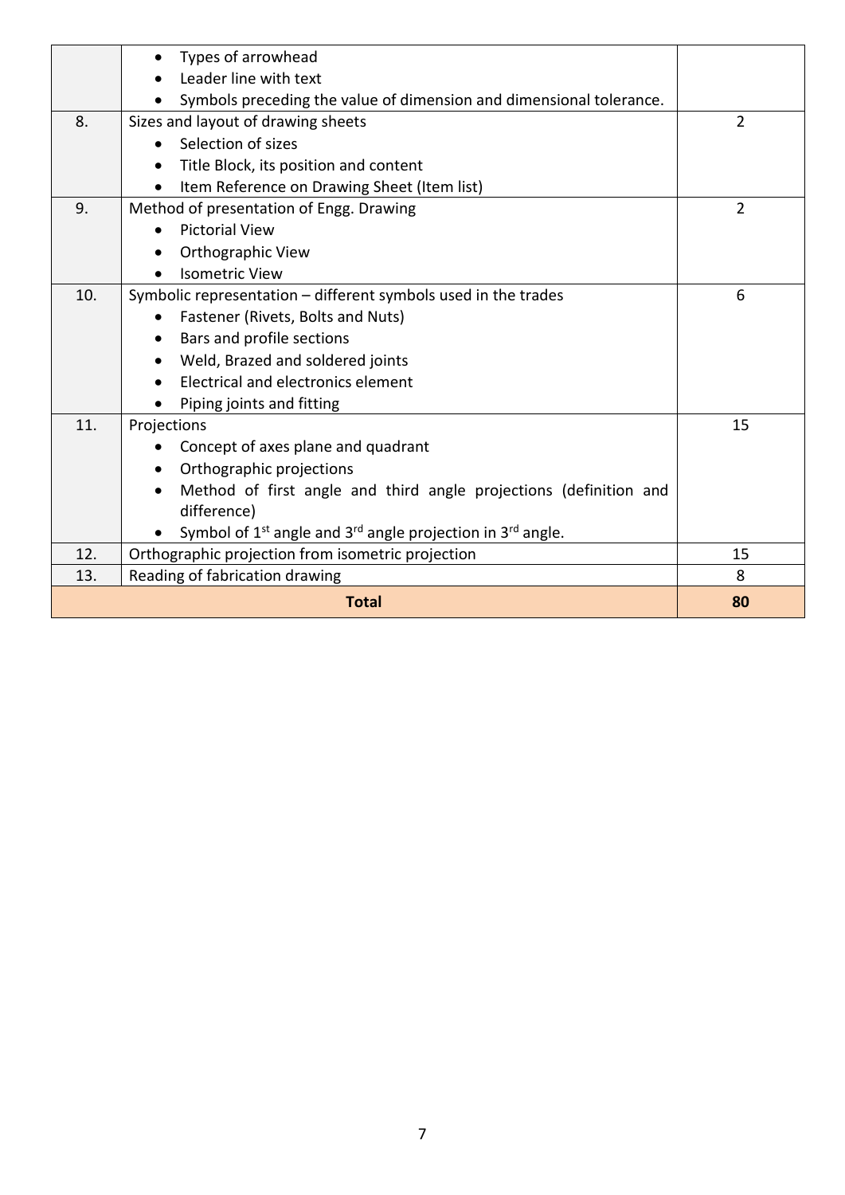| | | |
|---|---|---|
| | • Types of arrowhead<br>• Leader line with text<br>• Symbols preceding the value of dimension and dimensional tolerance. | |
| 8. | Sizes and layout of drawing sheets<br>• Selection of sizes<br>• Title Block, its position and content<br>• Item Reference on Drawing Sheet (Item list) | 2 |
| 9. | Method of presentation of Engg. Drawing<br>• Pictorial View<br>• Orthographic View<br>• Isometric View | 2 |
| 10. | Symbolic representation – different symbols used in the trades<br>• Fastener (Rivets, Bolts and Nuts)<br>• Bars and profile sections<br>• Weld, Brazed and soldered joints<br>• Electrical and electronics element<br>• Piping joints and fitting | 6 |
| 11. | Projections<br>• Concept of axes plane and quadrant<br>• Orthographic projections<br>• Method of first angle and third angle projections (definition and difference)<br>• Symbol of 1st angle and 3rd angle projection in 3rd angle. | 15 |
| 12. | Orthographic projection from isometric projection | 15 |
| 13. | Reading of fabrication drawing | 8 |
| **Total** | | **80** |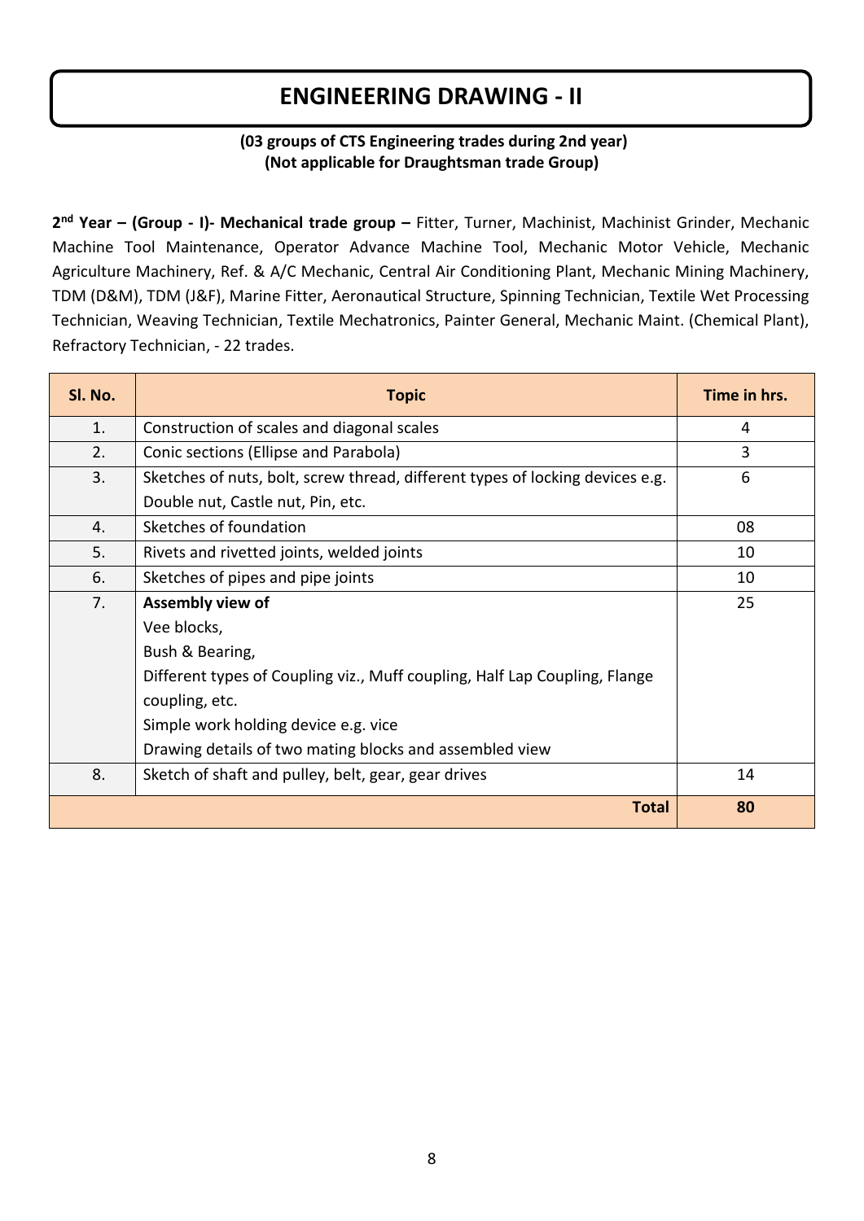# ENGINEERING DRAWING - II

**(03 groups of CTS Engineering trades during 2nd year)**
**(Not applicable for Draughtsman trade Group)**

**2nd Year – (Group - I)- Mechanical trade group –** Fitter, Turner, Machinist, Machinist Grinder, Mechanic Machine Tool Maintenance, Operator Advance Machine Tool, Mechanic Motor Vehicle, Mechanic Agriculture Machinery, Ref. & A/C Mechanic, Central Air Conditioning Plant, Mechanic Mining Machinery, TDM (D&M), TDM (J&F), Marine Fitter, Aeronautical Structure, Spinning Technician, Textile Wet Processing Technician, Weaving Technician, Textile Mechatronics, Painter General, Mechanic Maint. (Chemical Plant), Refractory Technician, - 22 trades.

| Sl. No. | Topic | Time in hrs. |
|---|---|---|
| 1. | Construction of scales and diagonal scales | 4 |
| 2. | Conic sections (Ellipse and Parabola) | 3 |
| 3. | Sketches of nuts, bolt, screw thread, different types of locking devices e.g. Double nut, Castle nut, Pin, etc. | 6 |
| 4. | Sketches of foundation | 08 |
| 5. | Rivets and rivetted joints, welded joints | 10 |
| 6. | Sketches of pipes and pipe joints | 10 |
| 7. | **Assembly view of**<br>Vee blocks,<br>Bush & Bearing,<br>Different types of Coupling viz., Muff coupling, Half Lap Coupling, Flange coupling, etc.<br>Simple work holding device e.g. vice<br>Drawing details of two mating blocks and assembled view | 25 |
| 8. | Sketch of shaft and pulley, belt, gear, gear drives | 14 |
| | **Total** | **80** |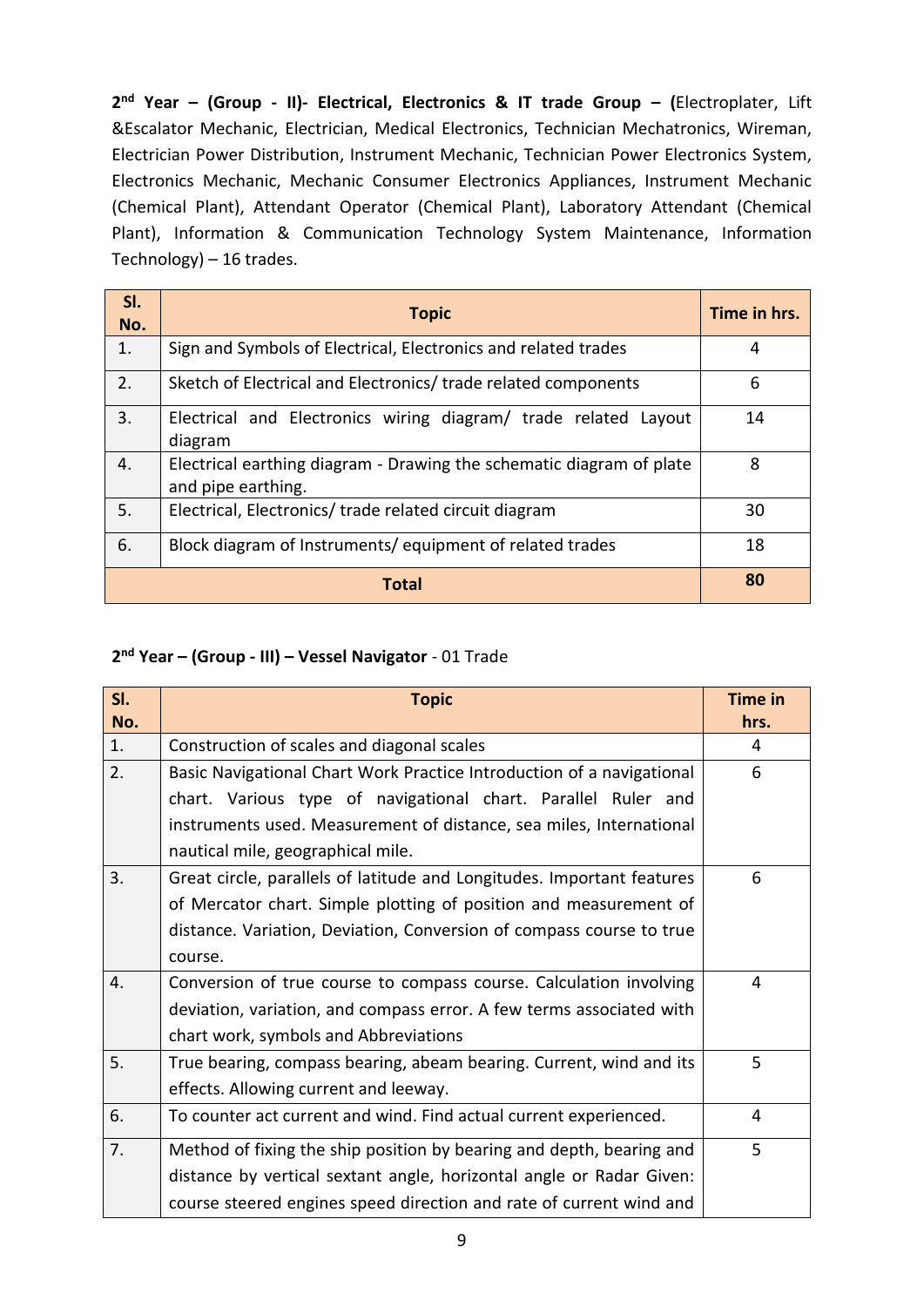**2nd Year – (Group - II)- Electrical, Electronics & IT trade Group – (**Electroplater, Lift &Escalator Mechanic, Electrician, Medical Electronics, Technician Mechatronics, Wireman, Electrician Power Distribution, Instrument Mechanic, Technician Power Electronics System, Electronics Mechanic, Mechanic Consumer Electronics Appliances, Instrument Mechanic (Chemical Plant), Attendant Operator (Chemical Plant), Laboratory Attendant (Chemical Plant), Information & Communication Technology System Maintenance, Information Technology) – 16 trades.

| Sl. No. | Topic | Time in hrs. |
|---|---|---|
| 1. | Sign and Symbols of Electrical, Electronics and related trades | 4 |
| 2. | Sketch of Electrical and Electronics/ trade related components | 6 |
| 3. | Electrical and Electronics wiring diagram/ trade related Layout diagram | 14 |
| 4. | Electrical earthing diagram - Drawing the schematic diagram of plate and pipe earthing. | 8 |
| 5. | Electrical, Electronics/ trade related circuit diagram | 30 |
| 6. | Block diagram of Instruments/ equipment of related trades | 18 |
| **Total** | | **80** |

**2nd Year – (Group - III) – Vessel Navigator** - 01 Trade

| Sl. No. | Topic | Time in hrs. |
|---|---|---|
| 1. | Construction of scales and diagonal scales | 4 |
| 2. | Basic Navigational Chart Work Practice Introduction of a navigational chart. Various type of navigational chart. Parallel Ruler and instruments used. Measurement of distance, sea miles, International nautical mile, geographical mile. | 6 |
| 3. | Great circle, parallels of latitude and Longitudes. Important features of Mercator chart. Simple plotting of position and measurement of distance. Variation, Deviation, Conversion of compass course to true course. | 6 |
| 4. | Conversion of true course to compass course. Calculation involving deviation, variation, and compass error. A few terms associated with chart work, symbols and Abbreviations | 4 |
| 5. | True bearing, compass bearing, abeam bearing. Current, wind and its effects. Allowing current and leeway. | 5 |
| 6. | To counter act current and wind. Find actual current experienced. | 4 |
| 7. | Method of fixing the ship position by bearing and depth, bearing and distance by vertical sextant angle, horizontal angle or Radar Given: course steered engines speed direction and rate of current wind and | 5 |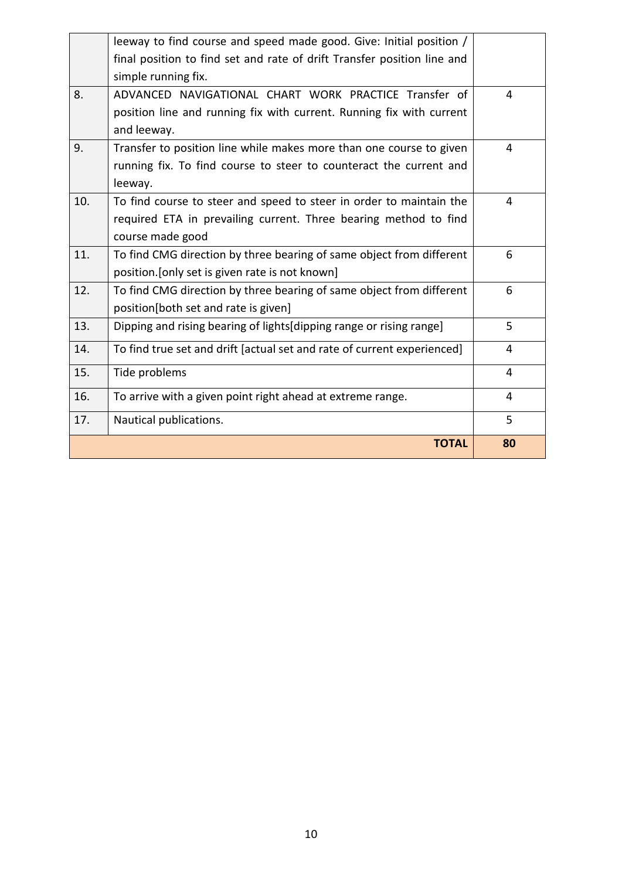| | | |
|---|---|---|
| | leeway to find course and speed made good. Give: Initial position / final position to find set and rate of drift Transfer position line and simple running fix. | |
| 8. | ADVANCED NAVIGATIONAL CHART WORK PRACTICE Transfer of position line and running fix with current. Running fix with current and leeway. | 4 |
| 9. | Transfer to position line while makes more than one course to given running fix. To find course to steer to counteract the current and leeway. | 4 |
| 10. | To find course to steer and speed to steer in order to maintain the required ETA in prevailing current. Three bearing method to find course made good | 4 |
| 11. | To find CMG direction by three bearing of same object from different position.[only set is given rate is not known] | 6 |
| 12. | To find CMG direction by three bearing of same object from different position[both set and rate is given] | 6 |
| 13. | Dipping and rising bearing of lights[dipping range or rising range] | 5 |
| 14. | To find true set and drift [actual set and rate of current experienced] | 4 |
| 15. | Tide problems | 4 |
| 16. | To arrive with a given point right ahead at extreme range. | 4 |
| 17. | Nautical publications. | 5 |
| | **TOTAL** | **80** |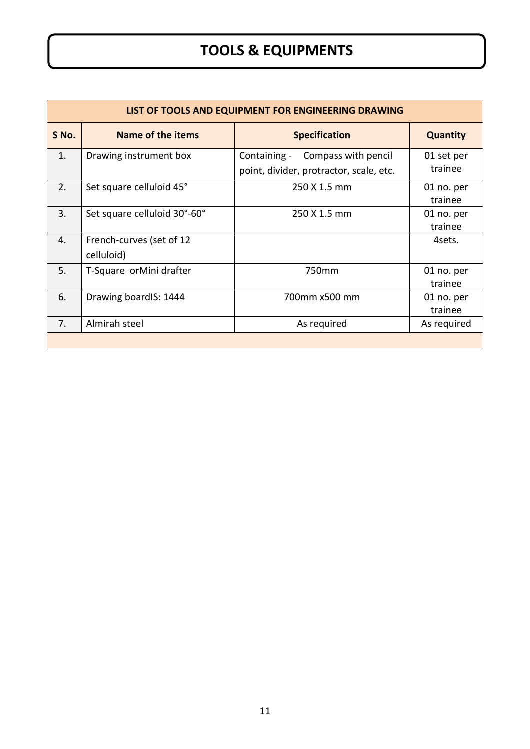# TOOLS & EQUIPMENTS

| LIST OF TOOLS AND EQUIPMENT FOR ENGINEERING DRAWING | | | |
|---|---|---|---|
| **S No.** | **Name of the items** | **Specification** | **Quantity** |
| 1. | Drawing instrument box | Containing - Compass with pencil point, divider, protractor, scale, etc. | 01 set per trainee |
| 2. | Set square celluloid 45° | 250 X 1.5 mm | 01 no. per trainee |
| 3. | Set square celluloid 30°-60° | 250 X 1.5 mm | 01 no. per trainee |
| 4. | French-curves (set of 12 celluloid) | | 4sets. |
| 5. | T-Square orMini drafter | 750mm | 01 no. per trainee |
| 6. | Drawing boardIS: 1444 | 700mm x500 mm | 01 no. per trainee |
| 7. | Almirah steel | As required | As required |